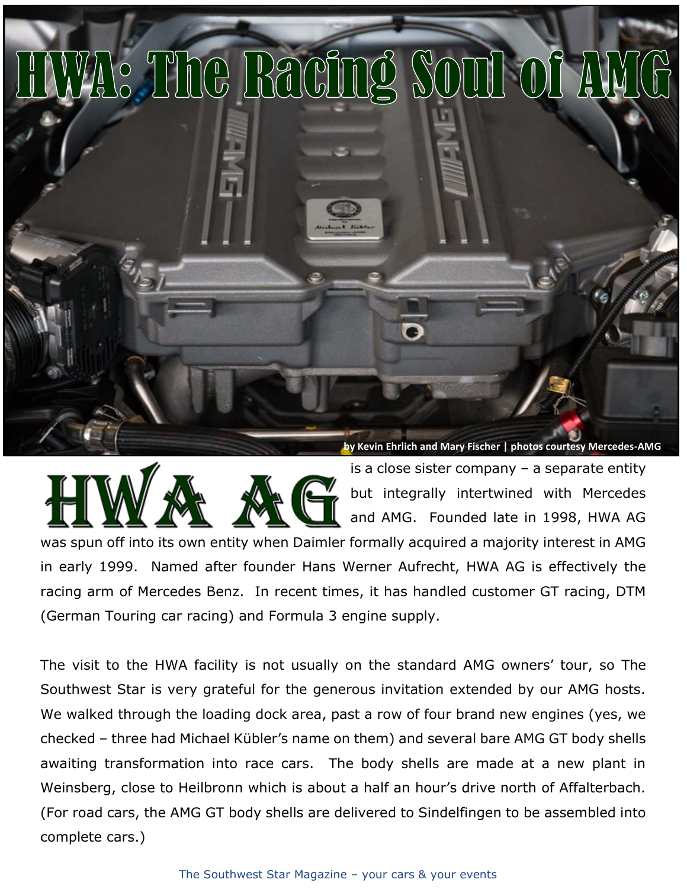# HWA: The Racing Soul of AMG

by Kevin Ehrlich and Mary Fischer | photos courtesy Mercedes-AMG

**HWA AG** is a close sister company – a separate entity but integrally intertwined with Mercedes and AMG. Founded late in 1998, HWA AG was spun off into its own entity when Daimler formally acquired a majority interest in AMG in early 1999. Named after founder Hans Werner Aufrecht, HWA AG is effectively the racing arm of Mercedes Benz. In recent times, it has handled customer GT racing, DTM (German Touring car racing) and Formula 3 engine supply.

The visit to the HWA facility is not usually on the standard AMG owners' tour, so The Southwest Star is very grateful for the generous invitation extended by our AMG hosts. We walked through the loading dock area, past a row of four brand new engines (yes, we checked – three had Michael Kübler's name on them) and several bare AMG GT body shells awaiting transformation into race cars. The body shells are made at a new plant in Weinsberg, close to Heilbronn which is about a half an hour's drive north of Affalterbach. (For road cars, the AMG GT body shells are delivered to Sindelfingen to be assembled into complete cars.)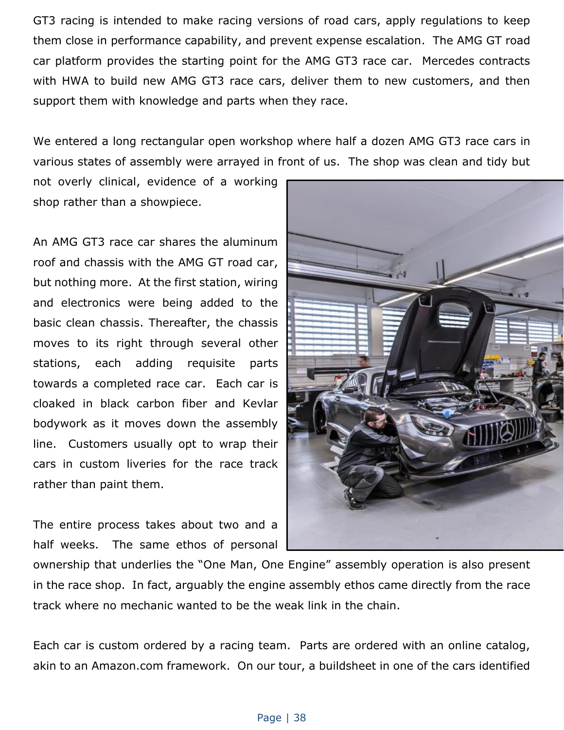GT3 racing is intended to make racing versions of road cars, apply regulations to keep them close in performance capability, and prevent expense escalation. The AMG GT road car platform provides the starting point for the AMG GT3 race car. Mercedes contracts with HWA to build new AMG GT3 race cars, deliver them to new customers, and then support them with knowledge and parts when they race.

We entered a long rectangular open workshop where half a dozen AMG GT3 race cars in various states of assembly were arrayed in front of us. The shop was clean and tidy but not overly clinical, evidence of a working shop rather than a showpiece.

An AMG GT3 race car shares the aluminum roof and chassis with the AMG GT road car, but nothing more. At the first station, wiring and electronics were being added to the basic clean chassis. Thereafter, the chassis moves to its right through several other stations, each adding requisite parts towards a completed race car. Each car is cloaked in black carbon fiber and Kevlar bodywork as it moves down the assembly line. Customers usually opt to wrap their cars in custom liveries for the race track rather than paint them.

The entire process takes about two and a half weeks. The same ethos of personal ownership that underlies the "One Man, One Engine" assembly operation is also present in the race shop. In fact, arguably the engine assembly ethos came directly from the race track where no mechanic wanted to be the weak link in the chain.

Each car is custom ordered by a racing team. Parts are ordered with an online catalog, akin to an Amazon.com framework. On our tour, a buildsheet in one of the cars identified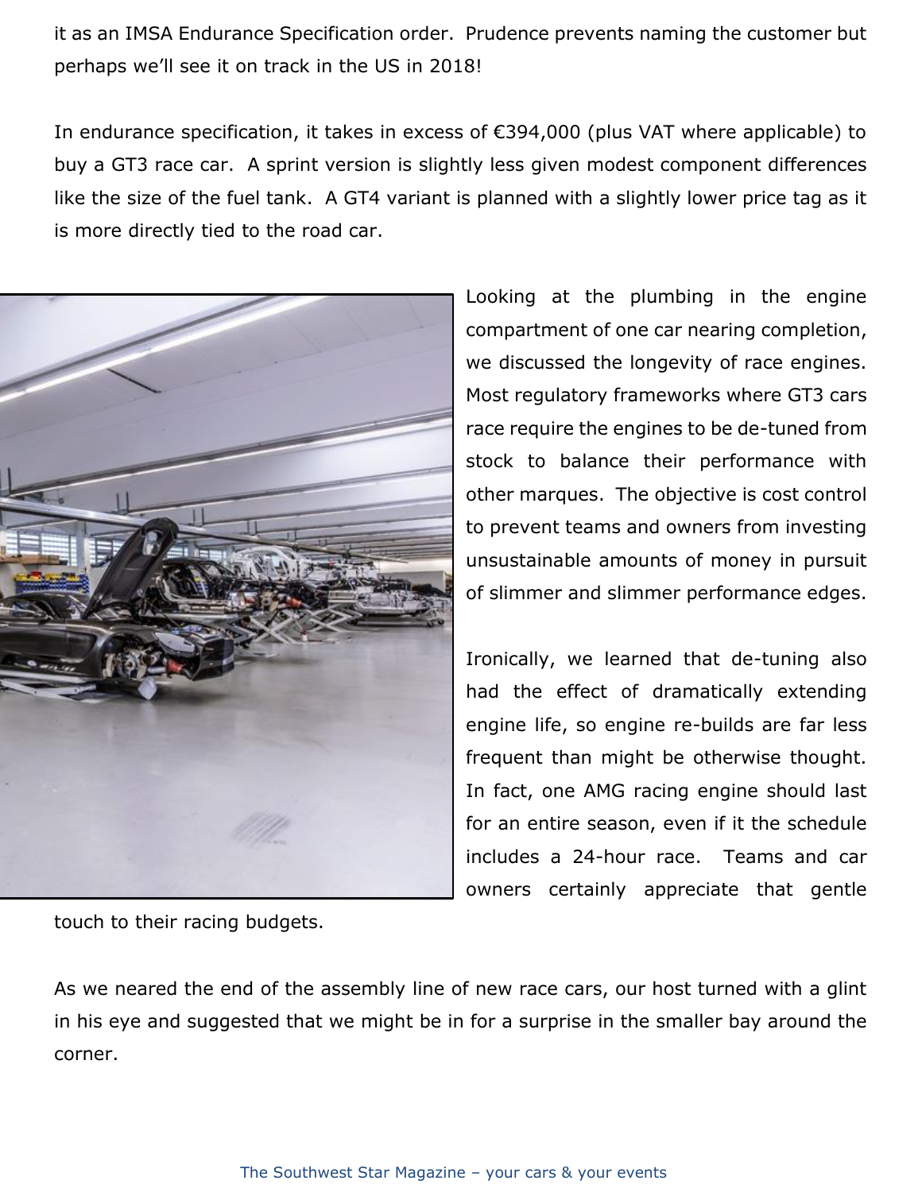it as an IMSA Endurance Specification order. Prudence prevents naming the customer but perhaps we'll see it on track in the US in 2018!

In endurance specification, it takes in excess of €394,000 (plus VAT where applicable) to buy a GT3 race car. A sprint version is slightly less given modest component differences like the size of the fuel tank. A GT4 variant is planned with a slightly lower price tag as it is more directly tied to the road car.

Looking at the plumbing in the engine compartment of one car nearing completion, we discussed the longevity of race engines. Most regulatory frameworks where GT3 cars race require the engines to be de-tuned from stock to balance their performance with other marques. The objective is cost control to prevent teams and owners from investing unsustainable amounts of money in pursuit of slimmer and slimmer performance edges.

Ironically, we learned that de-tuning also had the effect of dramatically extending engine life, so engine re-builds are far less frequent than might be otherwise thought. In fact, one AMG racing engine should last for an entire season, even if it the schedule includes a 24-hour race. Teams and car owners certainly appreciate that gentle touch to their racing budgets.

As we neared the end of the assembly line of new race cars, our host turned with a glint in his eye and suggested that we might be in for a surprise in the smaller bay around the corner.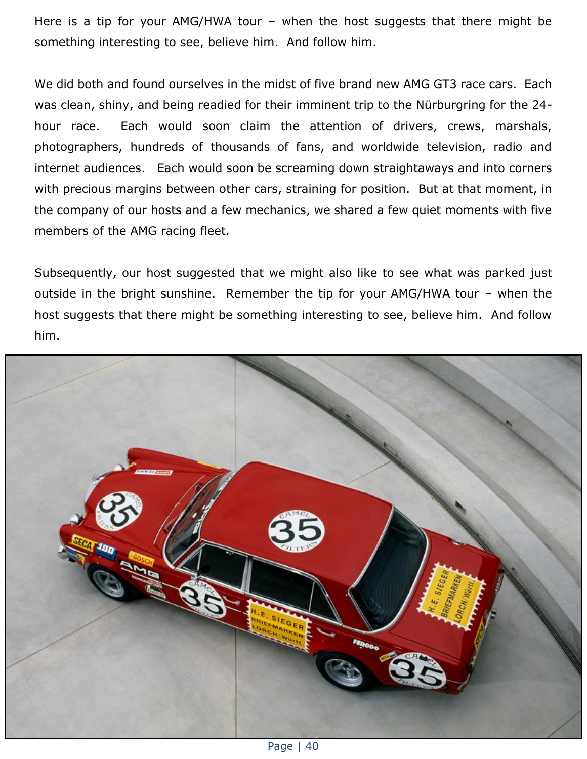Here is a tip for your AMG/HWA tour – when the host suggests that there might be something interesting to see, believe him. And follow him.

We did both and found ourselves in the midst of five brand new AMG GT3 race cars. Each was clean, shiny, and being readied for their imminent trip to the Nürburgring for the 24-hour race. Each would soon claim the attention of drivers, crews, marshals, photographers, hundreds of thousands of fans, and worldwide television, radio and internet audiences. Each would soon be screaming down straightaways and into corners with precious margins between other cars, straining for position. But at that moment, in the company of our hosts and a few mechanics, we shared a few quiet moments with five members of the AMG racing fleet.

Subsequently, our host suggested that we might also like to see what was parked just outside in the bright sunshine. Remember the tip for your AMG/HWA tour – when the host suggests that there might be something interesting to see, believe him. And follow him.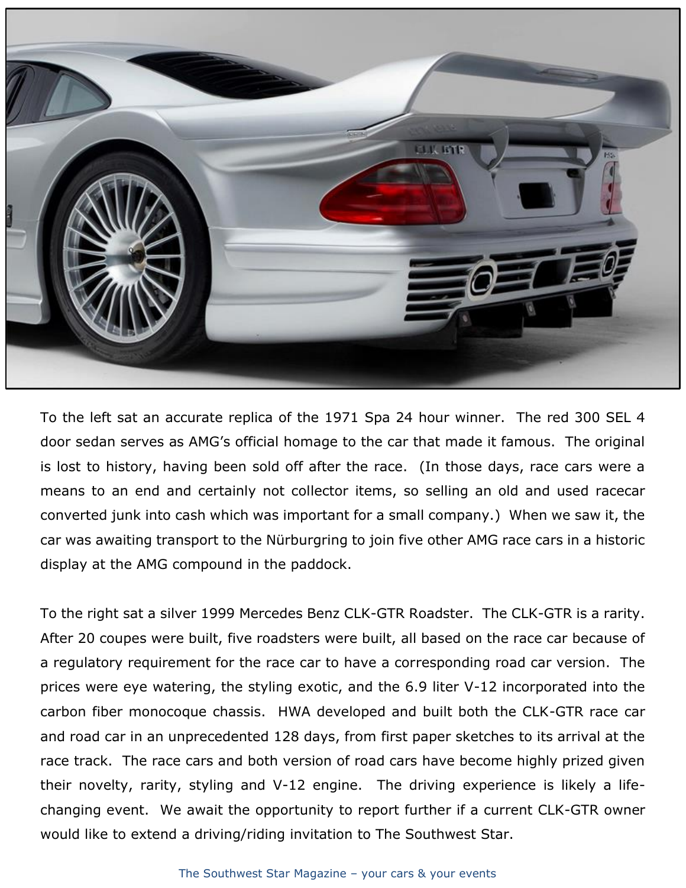To the left sat an accurate replica of the 1971 Spa 24 hour winner. The red 300 SEL 4 door sedan serves as AMG's official homage to the car that made it famous. The original is lost to history, having been sold off after the race. (In those days, race cars were a means to an end and certainly not collector items, so selling an old and used racecar converted junk into cash which was important for a small company.) When we saw it, the car was awaiting transport to the Nürburgring to join five other AMG race cars in a historic display at the AMG compound in the paddock.

To the right sat a silver 1999 Mercedes Benz CLK-GTR Roadster. The CLK-GTR is a rarity. After 20 coupes were built, five roadsters were built, all based on the race car because of a regulatory requirement for the race car to have a corresponding road car version. The prices were eye watering, the styling exotic, and the 6.9 liter V-12 incorporated into the carbon fiber monocoque chassis. HWA developed and built both the CLK-GTR race car and road car in an unprecedented 128 days, from first paper sketches to its arrival at the race track. The race cars and both version of road cars have become highly prized given their novelty, rarity, styling and V-12 engine. The driving experience is likely a life-changing event. We await the opportunity to report further if a current CLK-GTR owner would like to extend a driving/riding invitation to The Southwest Star.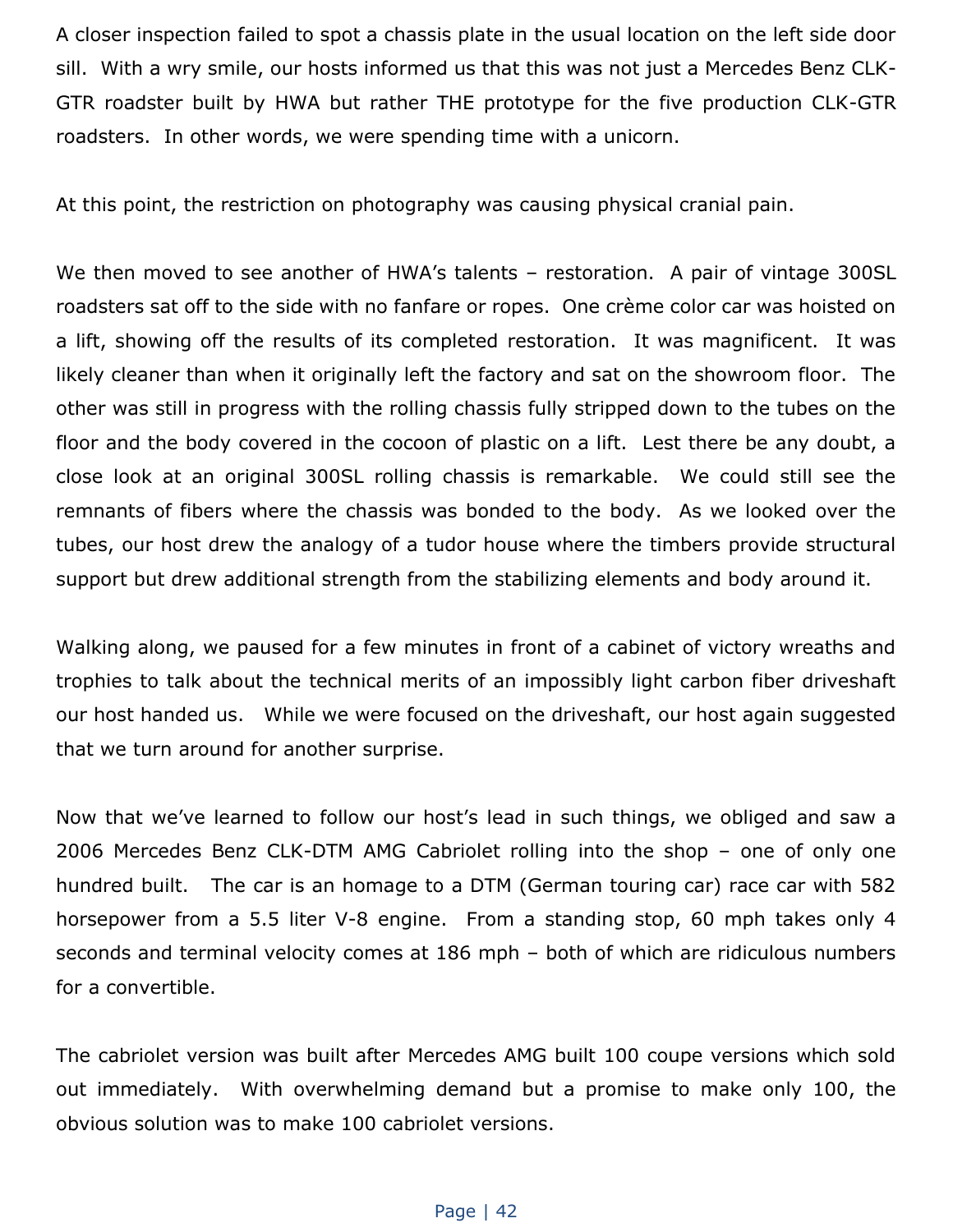A closer inspection failed to spot a chassis plate in the usual location on the left side door sill. With a wry smile, our hosts informed us that this was not just a Mercedes Benz CLK-GTR roadster built by HWA but rather THE prototype for the five production CLK-GTR roadsters. In other words, we were spending time with a unicorn.

At this point, the restriction on photography was causing physical cranial pain.

We then moved to see another of HWA's talents – restoration. A pair of vintage 300SL roadsters sat off to the side with no fanfare or ropes. One crème color car was hoisted on a lift, showing off the results of its completed restoration. It was magnificent. It was likely cleaner than when it originally left the factory and sat on the showroom floor. The other was still in progress with the rolling chassis fully stripped down to the tubes on the floor and the body covered in the cocoon of plastic on a lift. Lest there be any doubt, a close look at an original 300SL rolling chassis is remarkable. We could still see the remnants of fibers where the chassis was bonded to the body. As we looked over the tubes, our host drew the analogy of a tudor house where the timbers provide structural support but drew additional strength from the stabilizing elements and body around it.

Walking along, we paused for a few minutes in front of a cabinet of victory wreaths and trophies to talk about the technical merits of an impossibly light carbon fiber driveshaft our host handed us. While we were focused on the driveshaft, our host again suggested that we turn around for another surprise.

Now that we've learned to follow our host's lead in such things, we obliged and saw a 2006 Mercedes Benz CLK-DTM AMG Cabriolet rolling into the shop – one of only one hundred built. The car is an homage to a DTM (German touring car) race car with 582 horsepower from a 5.5 liter V-8 engine. From a standing stop, 60 mph takes only 4 seconds and terminal velocity comes at 186 mph – both of which are ridiculous numbers for a convertible.

The cabriolet version was built after Mercedes AMG built 100 coupe versions which sold out immediately. With overwhelming demand but a promise to make only 100, the obvious solution was to make 100 cabriolet versions.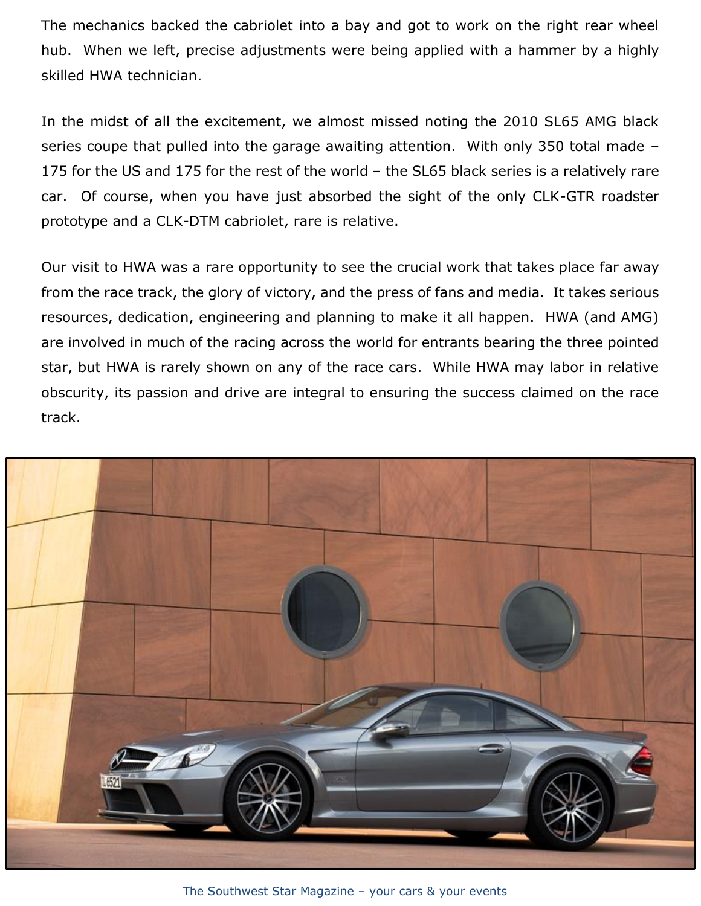The mechanics backed the cabriolet into a bay and got to work on the right rear wheel hub. When we left, precise adjustments were being applied with a hammer by a highly skilled HWA technician.

In the midst of all the excitement, we almost missed noting the 2010 SL65 AMG black series coupe that pulled into the garage awaiting attention. With only 350 total made – 175 for the US and 175 for the rest of the world – the SL65 black series is a relatively rare car. Of course, when you have just absorbed the sight of the only CLK-GTR roadster prototype and a CLK-DTM cabriolet, rare is relative.

Our visit to HWA was a rare opportunity to see the crucial work that takes place far away from the race track, the glory of victory, and the press of fans and media. It takes serious resources, dedication, engineering and planning to make it all happen. HWA (and AMG) are involved in much of the racing across the world for entrants bearing the three pointed star, but HWA is rarely shown on any of the race cars. While HWA may labor in relative obscurity, its passion and drive are integral to ensuring the success claimed on the race track.